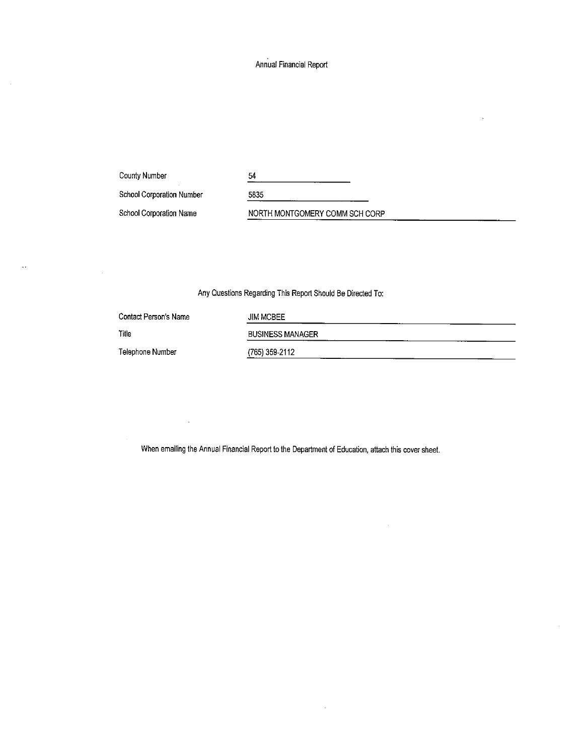# Annual Financial Report

| | |
|---|---|
| County Number | 54 |
| School Corporation Number | 5835 |
| School Corporation Name | NORTH MONTGOMERY COMM SCH CORP |

Any Questions Regarding This Report Should Be Directed To:

| | |
|---|---|
| Contact Person's Name | JIM MCBEE |
| Title | BUSINESS MANAGER |
| Telephone Number | (765) 359-2112 |

When emailing the Annual Financial Report to the Department of Education, attach this cover sheet.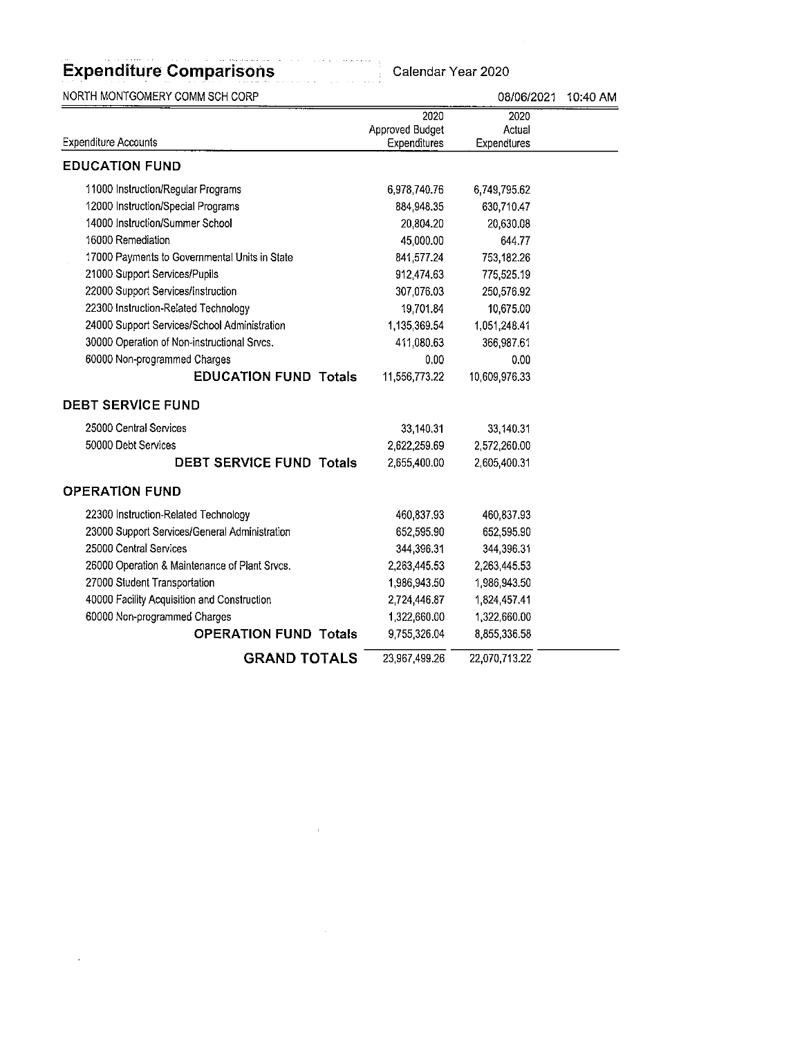# Expenditure Comparisons

Calendar Year 2020

NORTH MONTGOMERY COMM SCH CORP

08/06/2021 10:40 AM

| Expenditure Accounts | 2020 Approved Budget Expenditures | 2020 Actual Expendtures |
|---|---|---|
| **EDUCATION FUND** | | |
| 11000 Instruction/Regular Programs | 6,978,740.76 | 6,749,795.62 |
| 12000 Instruction/Special Programs | 884,948.35 | 630,710.47 |
| 14000 Instruction/Summer School | 20,804.20 | 20,630.08 |
| 16000 Remediation | 45,000.00 | 644.77 |
| 17000 Payments to Governmental Units in State | 841,577.24 | 753,182.26 |
| 21000 Support Services/Pupils | 912,474.63 | 775,525.19 |
| 22000 Support Services/Instruction | 307,076.03 | 250,576.92 |
| 22300 Instruction-Related Technology | 19,701.84 | 10,675.00 |
| 24000 Support Services/School Administration | 1,135,369.54 | 1,051,248.41 |
| 30000 Operation of Non-instructional Srvcs. | 411,080.63 | 366,987.61 |
| 60000 Non-programmed Charges | 0.00 | 0.00 |
| **EDUCATION FUND Totals** | 11,556,773.22 | 10,609,976.33 |
| **DEBT SERVICE FUND** | | |
| 25000 Central Services | 33,140.31 | 33,140.31 |
| 50000 Debt Services | 2,622,259.69 | 2,572,260.00 |
| **DEBT SERVICE FUND Totals** | 2,655,400.00 | 2,605,400.31 |
| **OPERATION FUND** | | |
| 22300 Instruction-Related Technology | 460,837.93 | 460,837.93 |
| 23000 Support Services/General Administration | 652,595.90 | 652,595.90 |
| 25000 Central Services | 344,396.31 | 344,396.31 |
| 26000 Operation & Maintenance of Plant Srvcs. | 2,263,445.53 | 2,263,445.53 |
| 27000 Student Transportation | 1,986,943.50 | 1,986,943.50 |
| 40000 Facility Acquisition and Construction | 2,724,446.87 | 1,824,457.41 |
| 60000 Non-programmed Charges | 1,322,660.00 | 1,322,660.00 |
| **OPERATION FUND Totals** | 9,755,326.04 | 8,855,336.58 |
| **GRAND TOTALS** | 23,967,499.26 | 22,070,713.22 |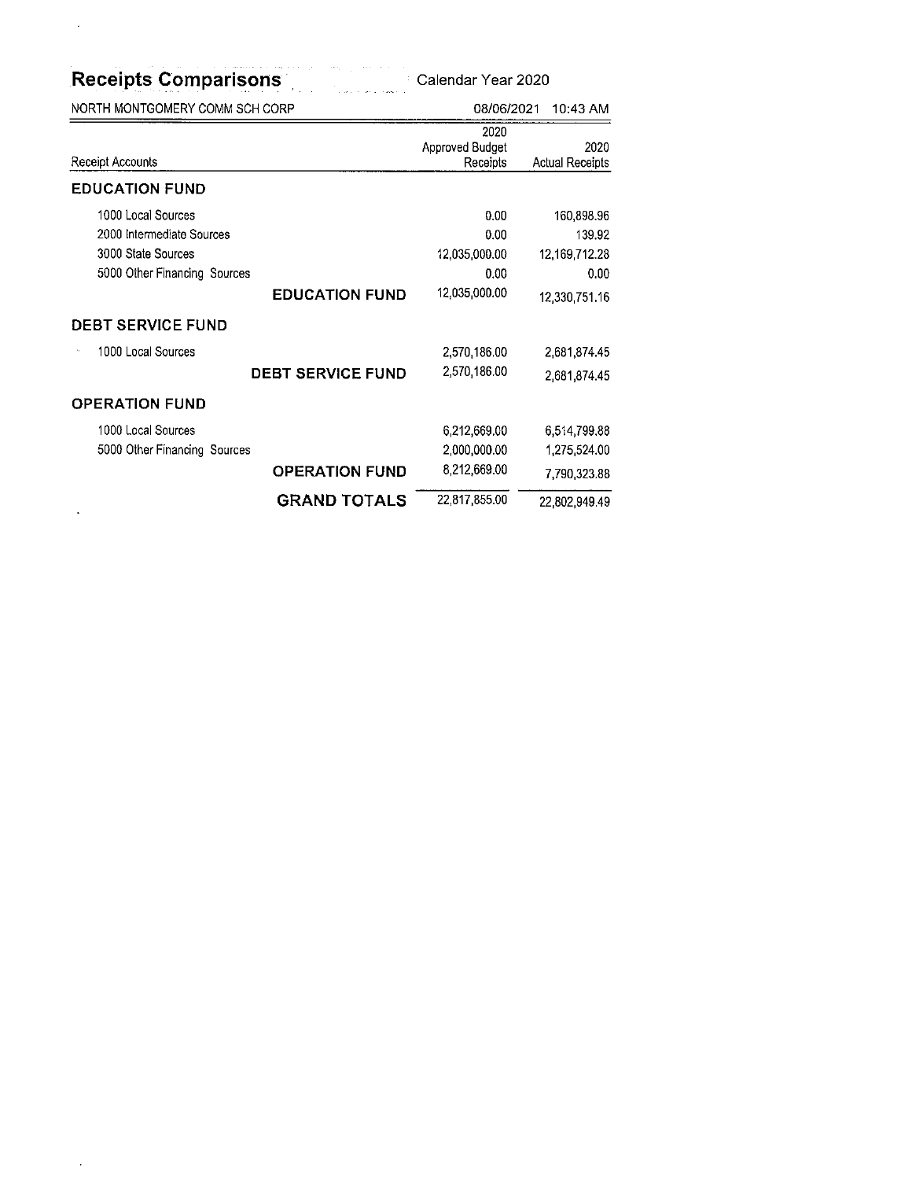# Receipts Comparisons

Calendar Year 2020

NORTH MONTGOMERY COMM SCH CORP — 08/06/2021 10:43 AM

| Receipt Accounts | 2020 Approved Budget Receipts | 2020 Actual Receipts |
|---|---|---|
| **EDUCATION FUND** | | |
| 1000 Local Sources | 0.00 | 160,898.96 |
| 2000 Intermediate Sources | 0.00 | 139.92 |
| 3000 State Sources | 12,035,000.00 | 12,169,712.28 |
| 5000 Other Financing Sources | 0.00 | 0.00 |
| **EDUCATION FUND** | 12,035,000.00 | 12,330,751.16 |
| **DEBT SERVICE FUND** | | |
| 1000 Local Sources | 2,570,186.00 | 2,681,874.45 |
| **DEBT SERVICE FUND** | 2,570,186.00 | 2,681,874.45 |
| **OPERATION FUND** | | |
| 1000 Local Sources | 6,212,669.00 | 6,514,799.88 |
| 5000 Other Financing Sources | 2,000,000.00 | 1,275,524.00 |
| **OPERATION FUND** | 8,212,669.00 | 7,790,323.88 |
| **GRAND TOTALS** | 22,817,855.00 | 22,802,949.49 |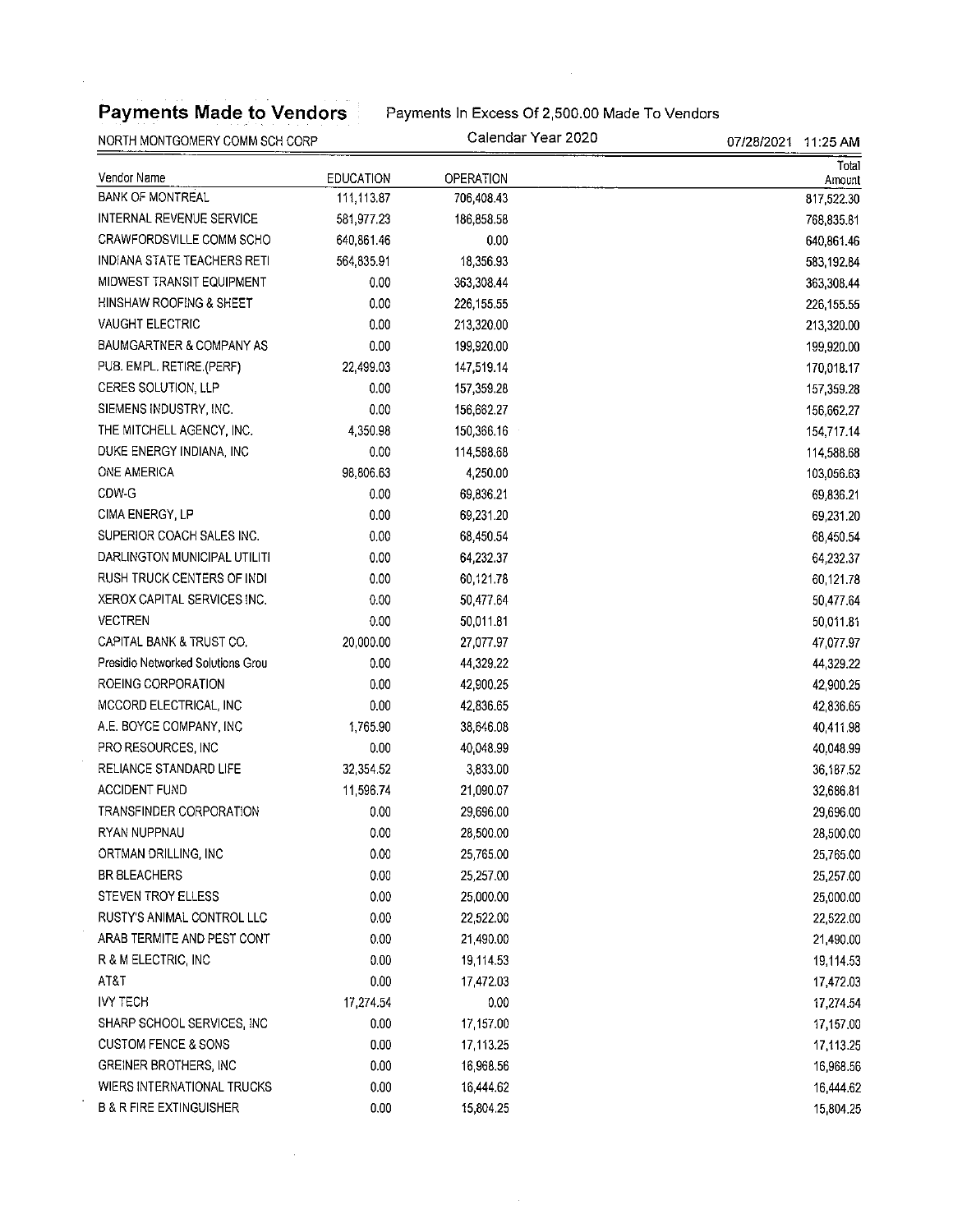# Payments Made to Vendors

Payments In Excess Of 2,500.00 Made To Vendors

NORTH MONTGOMERY COMM SCH CORP — Calendar Year 2020 — 07/28/2021 11:25 AM

| Vendor Name | EDUCATION | OPERATION | Total Amount |
|---|---|---|---|
| BANK OF MONTREAL | 111,113.87 | 706,408.43 | 817,522.30 |
| INTERNAL REVENUE SERVICE | 581,977.23 | 186,858.58 | 768,835.81 |
| CRAWFORDSVILLE COMM SCHO | 640,861.46 | 0.00 | 640,861.46 |
| INDIANA STATE TEACHERS RETI | 564,835.91 | 18,356.93 | 583,192.84 |
| MIDWEST TRANSIT EQUIPMENT | 0.00 | 363,308.44 | 363,308.44 |
| HINSHAW ROOFING & SHEET | 0.00 | 226,155.55 | 226,155.55 |
| VAUGHT ELECTRIC | 0.00 | 213,320.00 | 213,320.00 |
| BAUMGARTNER & COMPANY AS | 0.00 | 199,920.00 | 199,920.00 |
| PUB. EMPL. RETIRE.(PERF) | 22,499.03 | 147,519.14 | 170,018.17 |
| CERES SOLUTION, LLP | 0.00 | 157,359.28 | 157,359.28 |
| SIEMENS INDUSTRY, INC. | 0.00 | 156,662.27 | 156,662.27 |
| THE MITCHELL AGENCY, INC. | 4,350.98 | 150,366.16 | 154,717.14 |
| DUKE ENERGY INDIANA, INC | 0.00 | 114,588.68 | 114,588.68 |
| ONE AMERICA | 98,806.63 | 4,250.00 | 103,056.63 |
| CDW-G | 0.00 | 69,836.21 | 69,836.21 |
| CIMA ENERGY, LP | 0.00 | 69,231.20 | 69,231.20 |
| SUPERIOR COACH SALES INC. | 0.00 | 68,450.54 | 68,450.54 |
| DARLINGTON MUNICIPAL UTILITI | 0.00 | 64,232.37 | 64,232.37 |
| RUSH TRUCK CENTERS OF INDI | 0.00 | 60,121.78 | 60,121.78 |
| XEROX CAPITAL SERVICES INC. | 0.00 | 50,477.64 | 50,477.64 |
| VECTREN | 0.00 | 50,011.81 | 50,011.81 |
| CAPITAL BANK & TRUST CO. | 20,000.00 | 27,077.97 | 47,077.97 |
| Presidio Networked Solutions Grou | 0.00 | 44,329.22 | 44,329.22 |
| ROEING CORPORATION | 0.00 | 42,900.25 | 42,900.25 |
| MCCORD ELECTRICAL, INC | 0.00 | 42,836.65 | 42,836.65 |
| A.E. BOYCE COMPANY, INC | 1,765.90 | 38,646.08 | 40,411.98 |
| PRO RESOURCES, INC | 0.00 | 40,048.99 | 40,048.99 |
| RELIANCE STANDARD LIFE | 32,354.52 | 3,833.00 | 36,187.52 |
| ACCIDENT FUND | 11,596.74 | 21,090.07 | 32,686.81 |
| TRANSFINDER CORPORATION | 0.00 | 29,696.00 | 29,696.00 |
| RYAN NUPPNAU | 0.00 | 28,500.00 | 28,500.00 |
| ORTMAN DRILLING, INC | 0.00 | 25,765.00 | 25,765.00 |
| BR BLEACHERS | 0.00 | 25,257.00 | 25,257.00 |
| STEVEN TROY ELLESS | 0.00 | 25,000.00 | 25,000.00 |
| RUSTY'S ANIMAL CONTROL LLC | 0.00 | 22,522.00 | 22,522.00 |
| ARAB TERMITE AND PEST CONT | 0.00 | 21,490.00 | 21,490.00 |
| R & M ELECTRIC, INC | 0.00 | 19,114.53 | 19,114.53 |
| AT&T | 0.00 | 17,472.03 | 17,472.03 |
| IVY TECH | 17,274.54 | 0.00 | 17,274.54 |
| SHARP SCHOOL SERVICES, INC | 0.00 | 17,157.00 | 17,157.00 |
| CUSTOM FENCE & SONS | 0.00 | 17,113.25 | 17,113.25 |
| GREINER BROTHERS, INC | 0.00 | 16,968.56 | 16,968.56 |
| WIERS INTERNATIONAL TRUCKS | 0.00 | 16,444.62 | 16,444.62 |
| B & R FIRE EXTINGUISHER | 0.00 | 15,804.25 | 15,804.25 |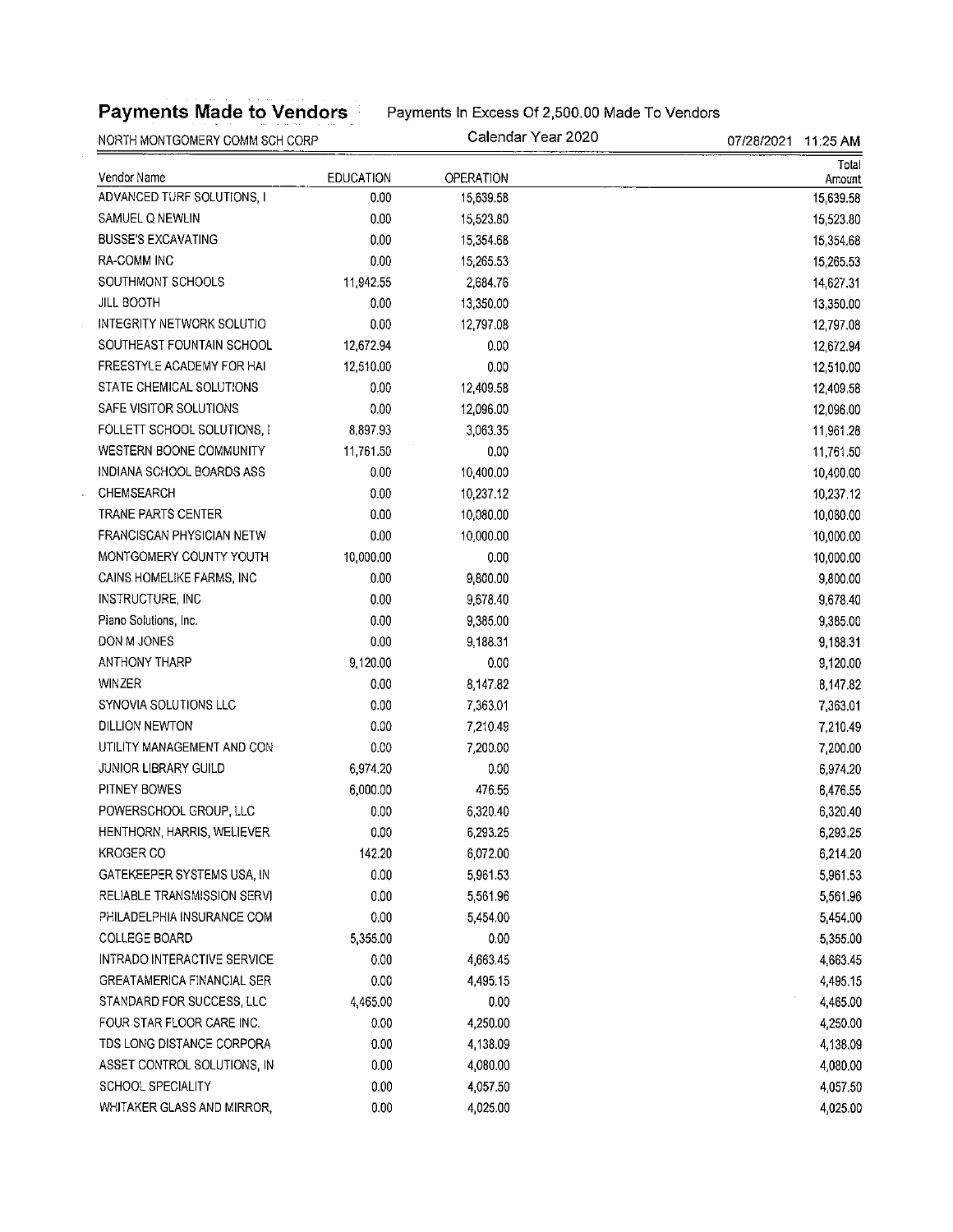# Payments Made to Vendors

Payments In Excess Of 2,500.00 Made To Vendors

NORTH MONTGOMERY COMM SCH CORP — Calendar Year 2020 — 07/28/2021 11:25 AM

| Vendor Name | EDUCATION | OPERATION | Total Amount |
|---|---|---|---|
| ADVANCED TURF SOLUTIONS, I | 0.00 | 15,639.58 | 15,639.58 |
| SAMUEL Q NEWLIN | 0.00 | 15,523.80 | 15,523.80 |
| BUSSE'S EXCAVATING | 0.00 | 15,354.68 | 15,354.68 |
| RA-COMM INC | 0.00 | 15,265.53 | 15,265.53 |
| SOUTHMONT SCHOOLS | 11,942.55 | 2,684.76 | 14,627.31 |
| JILL BOOTH | 0.00 | 13,350.00 | 13,350.00 |
| INTEGRITY NETWORK SOLUTIO | 0.00 | 12,797.08 | 12,797.08 |
| SOUTHEAST FOUNTAIN SCHOOL | 12,672.94 | 0.00 | 12,672.94 |
| FREESTYLE ACADEMY FOR HAI | 12,510.00 | 0.00 | 12,510.00 |
| STATE CHEMICAL SOLUTIONS | 0.00 | 12,409.58 | 12,409.58 |
| SAFE VISITOR SOLUTIONS | 0.00 | 12,096.00 | 12,096.00 |
| FOLLETT SCHOOL SOLUTIONS, I | 8,897.93 | 3,063.35 | 11,961.28 |
| WESTERN BOONE COMMUNITY | 11,761.50 | 0.00 | 11,761.50 |
| INDIANA SCHOOL BOARDS ASS | 0.00 | 10,400.00 | 10,400.00 |
| CHEMSEARCH | 0.00 | 10,237.12 | 10,237.12 |
| TRANE PARTS CENTER | 0.00 | 10,080.00 | 10,080.00 |
| FRANCISCAN PHYSICIAN NETW | 0.00 | 10,000.00 | 10,000.00 |
| MONTGOMERY COUNTY YOUTH | 10,000.00 | 0.00 | 10,000.00 |
| CAINS HOMELIKE FARMS, INC | 0.00 | 9,800.00 | 9,800.00 |
| INSTRUCTURE, INC | 0.00 | 9,678.40 | 9,678.40 |
| Piano Solutions, Inc. | 0.00 | 9,385.00 | 9,385.00 |
| DON M JONES | 0.00 | 9,188.31 | 9,188.31 |
| ANTHONY THARP | 9,120.00 | 0.00 | 9,120.00 |
| WINZER | 0.00 | 8,147.82 | 8,147.82 |
| SYNOVIA SOLUTIONS LLC | 0.00 | 7,363.01 | 7,363.01 |
| DILLION NEWTON | 0.00 | 7,210.49 | 7,210.49 |
| UTILITY MANAGEMENT AND CON | 0.00 | 7,200.00 | 7,200.00 |
| JUNIOR LIBRARY GUILD | 6,974.20 | 0.00 | 6,974.20 |
| PITNEY BOWES | 6,000.00 | 476.55 | 6,476.55 |
| POWERSCHOOL GROUP, LLC | 0.00 | 6,320.40 | 6,320.40 |
| HENTHORN, HARRIS, WELIEVER | 0.00 | 6,293.25 | 6,293.25 |
| KROGER CO | 142.20 | 6,072.00 | 6,214.20 |
| GATEKEEPER SYSTEMS USA, IN | 0.00 | 5,961.53 | 5,961.53 |
| RELIABLE TRANSMISSION SERVI | 0.00 | 5,561.96 | 5,561.96 |
| PHILADELPHIA INSURANCE COM | 0.00 | 5,454.00 | 5,454.00 |
| COLLEGE BOARD | 5,355.00 | 0.00 | 5,355.00 |
| INTRADO INTERACTIVE SERVICE | 0.00 | 4,663.45 | 4,663.45 |
| GREATAMERICA FINANCIAL SER | 0.00 | 4,495.15 | 4,495.15 |
| STANDARD FOR SUCCESS, LLC | 4,465.00 | 0.00 | 4,465.00 |
| FOUR STAR FLOOR CARE INC. | 0.00 | 4,250.00 | 4,250.00 |
| TDS LONG DISTANCE CORPORA | 0.00 | 4,138.09 | 4,138.09 |
| ASSET CONTROL SOLUTIONS, IN | 0.00 | 4,080.00 | 4,080.00 |
| SCHOOL SPECIALITY | 0.00 | 4,057.50 | 4,057.50 |
| WHITAKER GLASS AND MIRROR, | 0.00 | 4,025.00 | 4,025.00 |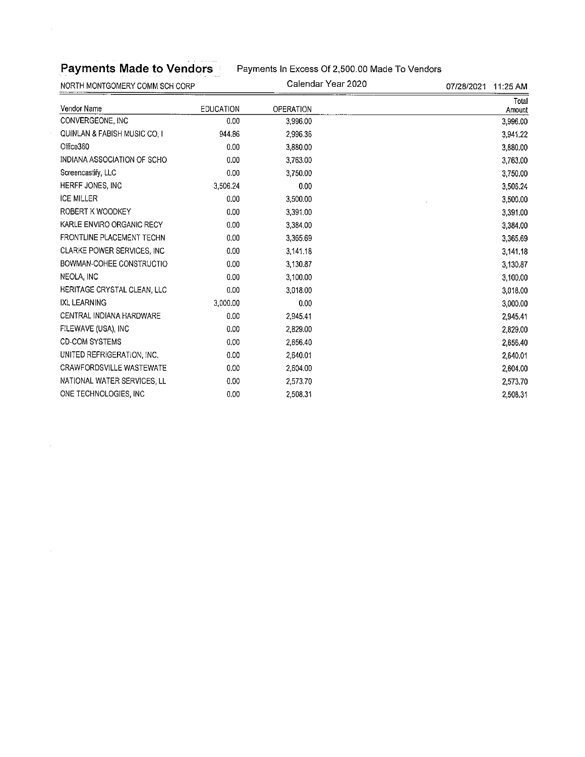## Payments Made to Vendors

Payments In Excess Of 2,500.00 Made To Vendors

NORTH MONTGOMERY COMM SCH CORP — Calendar Year 2020 — 07/28/2021 11:25 AM

| Vendor Name | EDUCATION | OPERATION | Total Amount |
|---|---|---|---|
| CONVERGEONE, INC | 0.00 | 3,996.00 | 3,996.00 |
| QUINLAN & FABISH MUSIC CO, I | 944.86 | 2,996.36 | 3,941.22 |
| Office360 | 0.00 | 3,880.00 | 3,880.00 |
| INDIANA ASSOCIATION OF SCHO | 0.00 | 3,763.00 | 3,763.00 |
| Screencastify, LLC | 0.00 | 3,750.00 | 3,750.00 |
| HERFF JONES, INC | 3,506.24 | 0.00 | 3,506.24 |
| ICE MILLER | 0.00 | 3,500.00 | 3,500.00 |
| ROBERT K WOODKEY | 0.00 | 3,391.00 | 3,391.00 |
| KARLE ENVIRO ORGANIC RECY | 0.00 | 3,384.00 | 3,384.00 |
| FRONTLINE PLACEMENT TECHN | 0.00 | 3,365.69 | 3,365.69 |
| CLARKE POWER SERVICES, INC | 0.00 | 3,141.18 | 3,141.18 |
| BOWMAN-COHEE CONSTRUCTIO | 0.00 | 3,130.87 | 3,130.87 |
| NEOLA, INC | 0.00 | 3,100.00 | 3,100.00 |
| HERITAGE CRYSTAL CLEAN, LLC | 0.00 | 3,018.00 | 3,018.00 |
| IXL LEARNING | 3,000.00 | 0.00 | 3,000.00 |
| CENTRAL INDIANA HARDWARE | 0.00 | 2,945.41 | 2,945.41 |
| FILEWAVE (USA), INC | 0.00 | 2,829.00 | 2,829.00 |
| CD-COM SYSTEMS | 0.00 | 2,656.40 | 2,656.40 |
| UNITED REFRIGERATION, INC. | 0.00 | 2,640.01 | 2,640.01 |
| CRAWFORDSVILLE WASTEWATE | 0.00 | 2,604.00 | 2,604.00 |
| NATIONAL WATER SERVICES, LL | 0.00 | 2,573.70 | 2,573.70 |
| ONE TECHNOLOGIES, INC | 0.00 | 2,508.31 | 2,508.31 |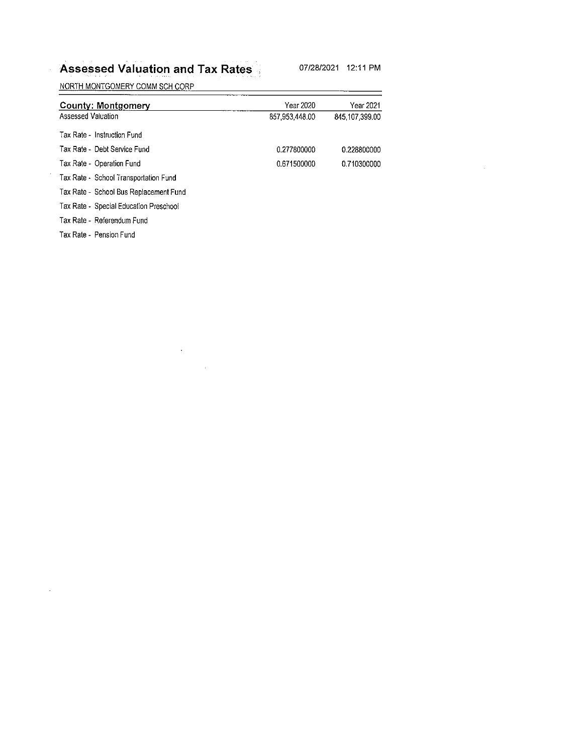# Assessed Valuation and Tax Rates

07/28/2021 12:11 PM

NORTH MONTGOMERY COMM SCH CORP

| County: Montgomery | Year 2020 | Year 2021 |
|---|---|---|
| Assessed Valuation | 857,953,448.00 | 845,107,399.00 |
| Tax Rate - Instruction Fund | | |
| Tax Rate - Debt Service Fund | 0.277800000 | 0.228800000 |
| Tax Rate - Operation Fund | 0.671500000 | 0.710300000 |
| Tax Rate - School Transportation Fund | | |
| Tax Rate - School Bus Replacement Fund | | |
| Tax Rate - Special Education Preschool | | |
| Tax Rate - Referendum Fund | | |
| Tax Rate - Pension Fund | | |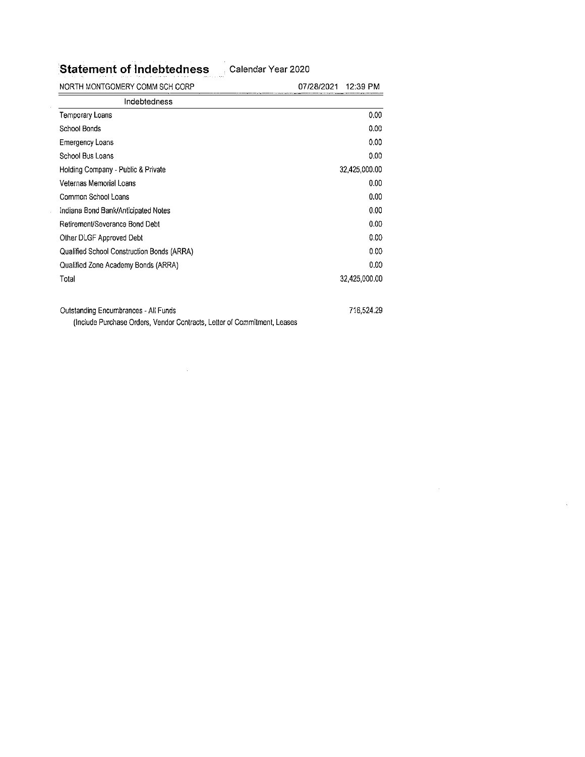# Statement of Indebtedness

Calendar Year 2020

NORTH MONTGOMERY COMM SCH CORP

07/28/2021 12:39 PM

| Indebtedness | |
|---|---|
| Temporary Loans | 0.00 |
| School Bonds | 0.00 |
| Emergency Loans | 0.00 |
| School Bus Loans | 0.00 |
| Holding Company - Public & Private | 32,425,000.00 |
| Veternas Memorial Loans | 0.00 |
| Common School Loans | 0.00 |
| Indiana Bond Bank/Anticipated Notes | 0.00 |
| Retirement/Severance Bond Debt | 0.00 |
| Other DLGF Approved Debt | 0.00 |
| Qualified School Construction Bonds (ARRA) | 0.00 |
| Qualified Zone Academy Bonds (ARRA) | 0.00 |
| Total | 32,425,000.00 |

| | |
|---|---|
| Outstanding Encumbrances - All Funds | 716,524.29 |

(Include Purchase Orders, Vendor Contracts, Letter of Commitment, Leases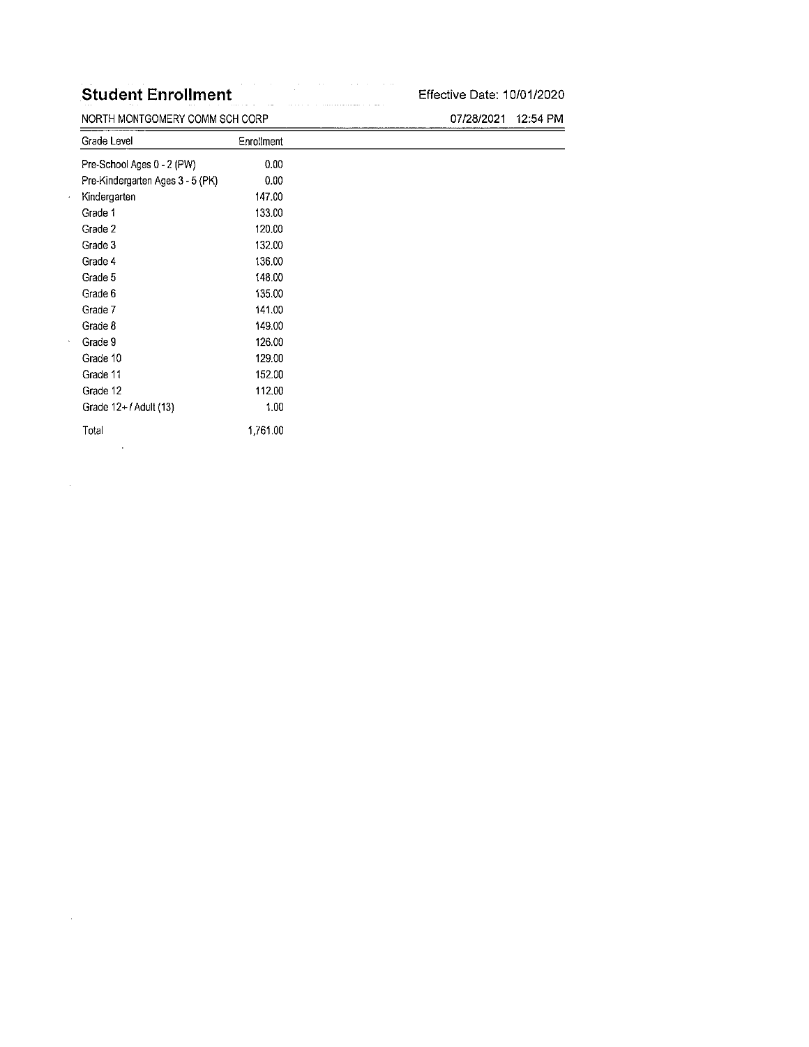# Student Enrollment

Effective Date: 10/01/2020

NORTH MONTGOMERY COMM SCH CORP

07/28/2021 12:54 PM

| Grade Level | Enrollment |
|---|---|
| Pre-School Ages 0 - 2 (PW) | 0.00 |
| Pre-Kindergarten Ages 3 - 5 (PK) | 0.00 |
| Kindergarten | 147.00 |
| Grade 1 | 133.00 |
| Grade 2 | 120.00 |
| Grade 3 | 132.00 |
| Grade 4 | 136.00 |
| Grade 5 | 148.00 |
| Grade 6 | 135.00 |
| Grade 7 | 141.00 |
| Grade 8 | 149.00 |
| Grade 9 | 126.00 |
| Grade 10 | 129.00 |
| Grade 11 | 152.00 |
| Grade 12 | 112.00 |
| Grade 12+ / Adult (13) | 1.00 |
| Total | 1,761.00 |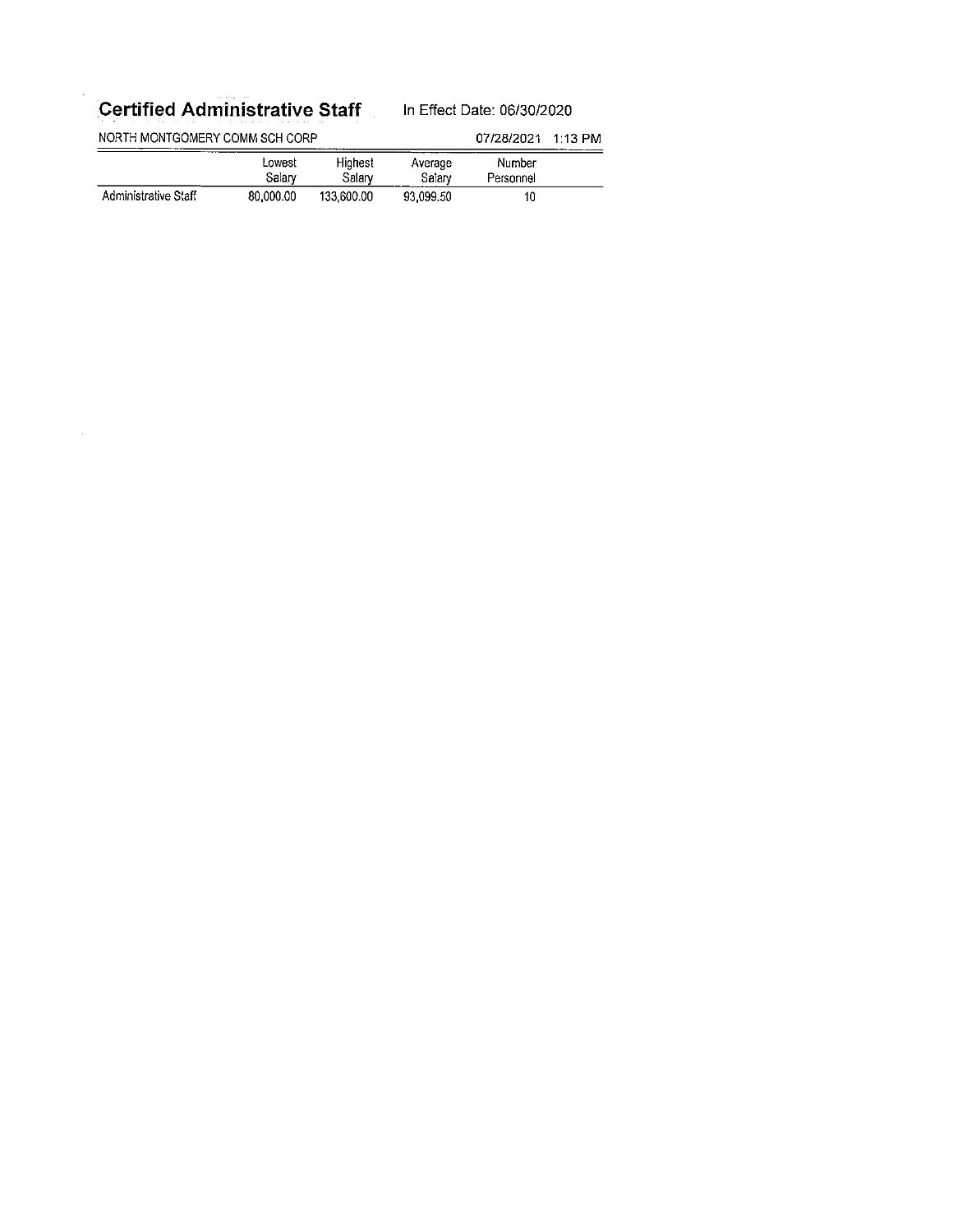# Certified Administrative Staff

In Effect Date: 06/30/2020

NORTH MONTGOMERY COMM SCH CORP

07/28/2021 1:13 PM

| | Lowest Salary | Highest Salary | Average Salary | Number Personnel |
|---|---|---|---|---|
| Administrative Staff | 80,000.00 | 133,600.00 | 93,099.50 | 10 |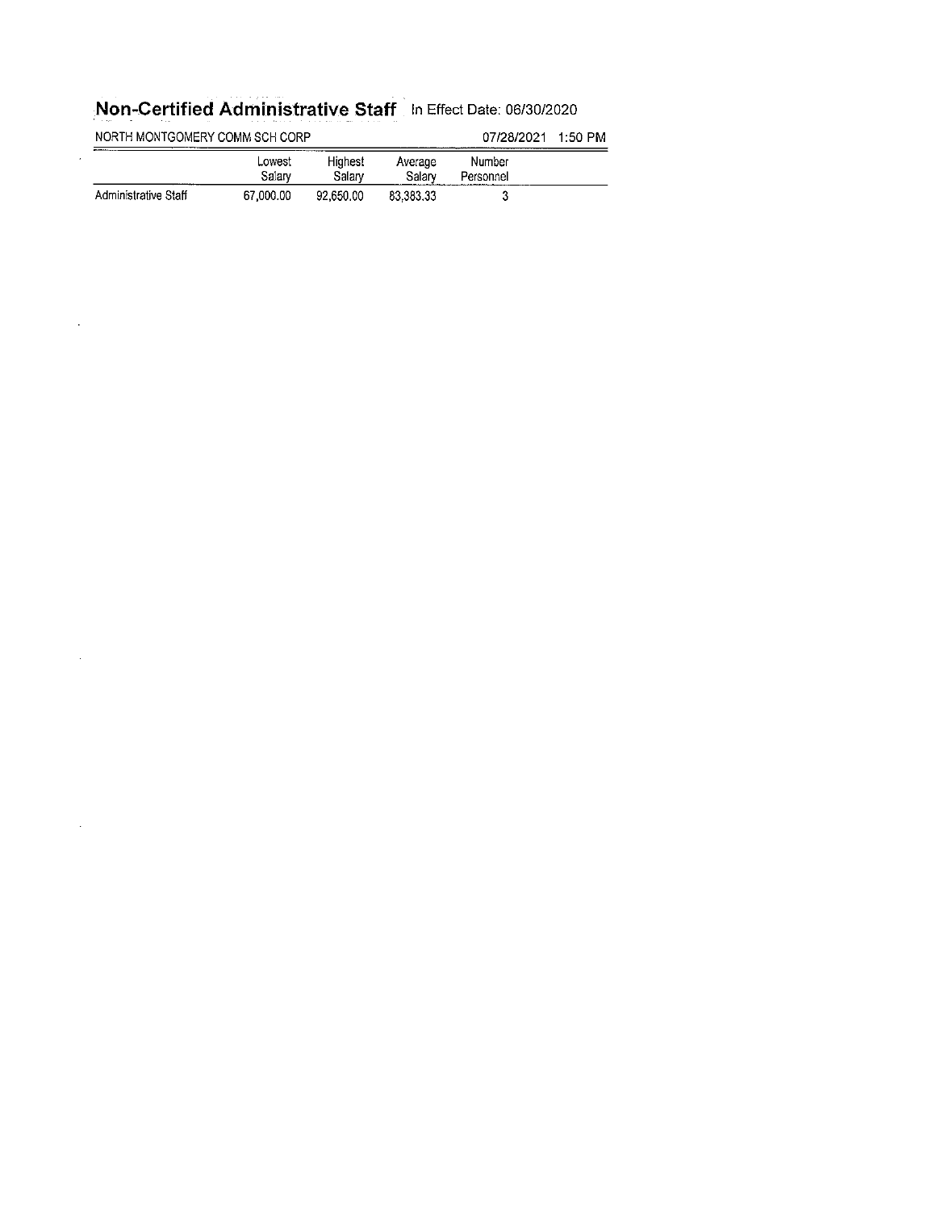# Non-Certified Administrative Staff

In Effect Date: 06/30/2020

NORTH MONTGOMERY COMM SCH CORP

07/28/2021 1:50 PM

| | Lowest Salary | Highest Salary | Average Salary | Number Personnel |
|---|---|---|---|---|
| Administrative Staff | 67,000.00 | 92,650.00 | 83,383.33 | 3 |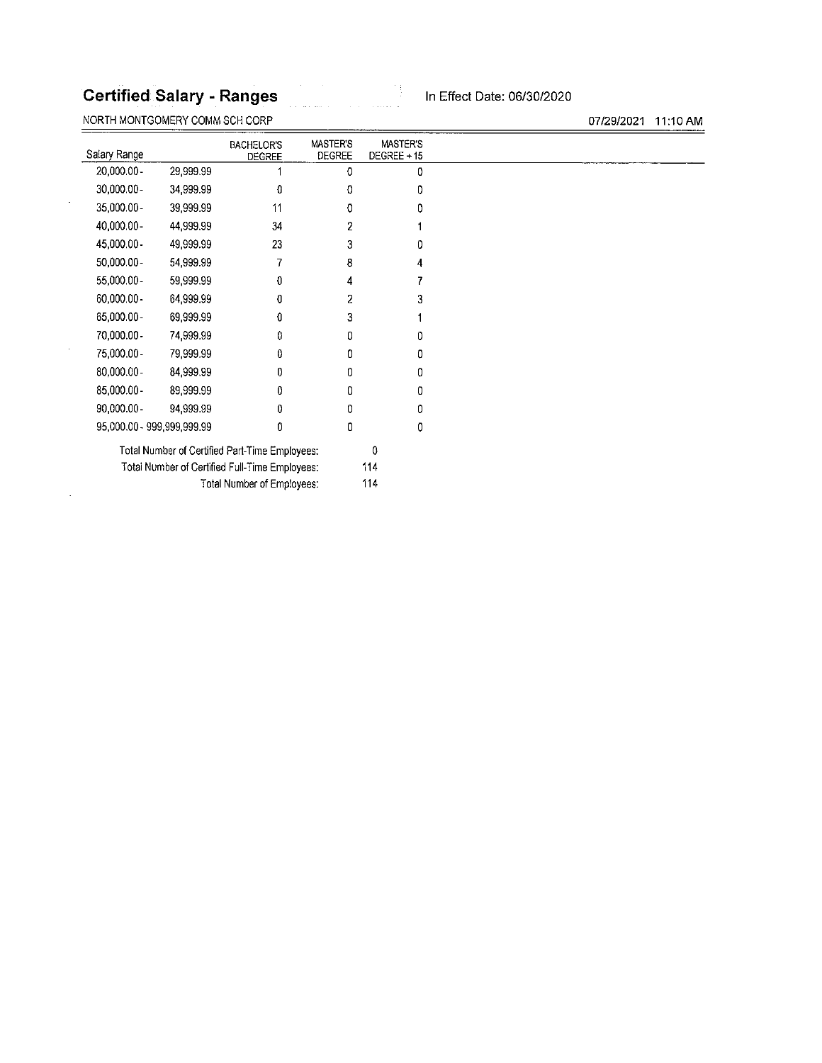# Certified Salary - Ranges

In Effect Date: 06/30/2020

NORTH MONTGOMERY COMM SCH CORP

07/29/2021 11:10 AM

| Salary Range | | BACHELOR'S DEGREE | MASTER'S DEGREE | MASTER'S DEGREE + 15 |
|---|---|---|---|---|
| 20,000.00 - | 29,999.99 | 1 | 0 | 0 |
| 30,000.00 - | 34,999.99 | 0 | 0 | 0 |
| 35,000.00 - | 39,999.99 | 11 | 0 | 0 |
| 40,000.00 - | 44,999.99 | 34 | 2 | 1 |
| 45,000.00 - | 49,999.99 | 23 | 3 | 0 |
| 50,000.00 - | 54,999.99 | 7 | 8 | 4 |
| 55,000.00 - | 59,999.99 | 0 | 4 | 7 |
| 60,000.00 - | 64,999.99 | 0 | 2 | 3 |
| 65,000.00 - | 69,999.99 | 0 | 3 | 1 |
| 70,000.00 - | 74,999.99 | 0 | 0 | 0 |
| 75,000.00 - | 79,999.99 | 0 | 0 | 0 |
| 80,000.00 - | 84,999.99 | 0 | 0 | 0 |
| 85,000.00 - | 89,999.99 | 0 | 0 | 0 |
| 90,000.00 - | 94,999.99 | 0 | 0 | 0 |
| 95,000.00 - | 999,999,999.99 | 0 | 0 | 0 |

Total Number of Certified Part-Time Employees: 0

Total Number of Certified Full-Time Employees: 114

Total Number of Employees: 114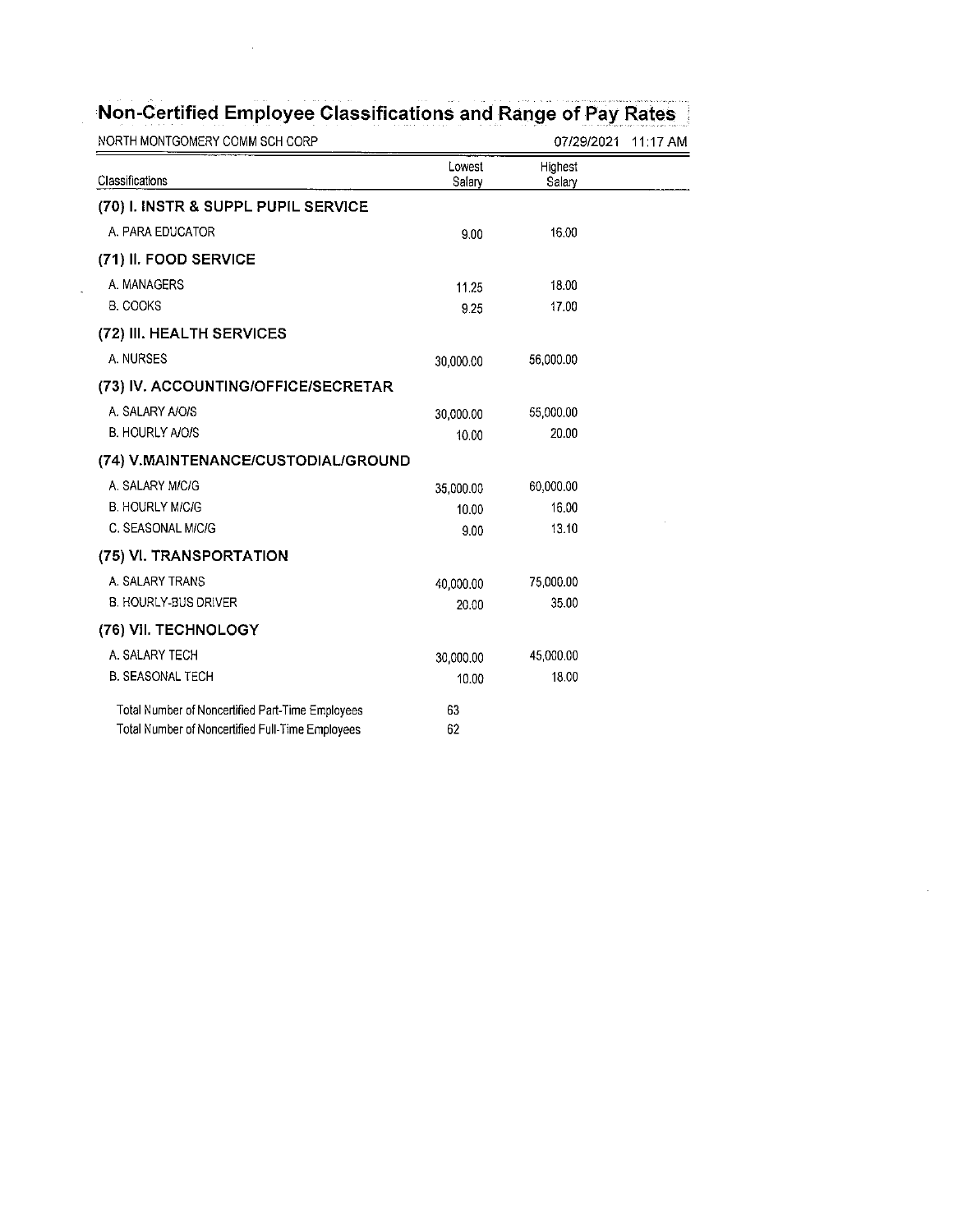# Non-Certified Employee Classifications and Range of Pay Rates

NORTH MONTGOMERY COMM SCH CORP 07/29/2021 11:17 AM

| Classifications | Lowest Salary | Highest Salary |
|---|---|---|
| **(70) I. INSTR & SUPPL PUPIL SERVICE** | | |
| A. PARA EDUCATOR | 9.00 | 16.00 |
| **(71) II. FOOD SERVICE** | | |
| A. MANAGERS | 11.25 | 18.00 |
| B. COOKS | 9.25 | 17.00 |
| **(72) III. HEALTH SERVICES** | | |
| A. NURSES | 30,000.00 | 56,000.00 |
| **(73) IV. ACCOUNTING/OFFICE/SECRETAR** | | |
| A. SALARY A/O/S | 30,000.00 | 55,000.00 |
| B. HOURLY A/O/S | 10.00 | 20.00 |
| **(74) V.MAINTENANCE/CUSTODIAL/GROUND** | | |
| A. SALARY M/C/G | 35,000.00 | 60,000.00 |
| B. HOURLY M/C/G | 10.00 | 16.00 |
| C. SEASONAL M/C/G | 9.00 | 13.10 |
| **(75) VI. TRANSPORTATION** | | |
| A. SALARY TRANS | 40,000.00 | 75,000.00 |
| B. HOURLY-BUS DRIVER | 20.00 | 35.00 |
| **(76) VII. TECHNOLOGY** | | |
| A. SALARY TECH | 30,000.00 | 45,000.00 |
| B. SEASONAL TECH | 10.00 | 18.00 |
| Total Number of Noncertified Part-Time Employees | 63 | |
| Total Number of Noncertified Full-Time Employees | 62 | |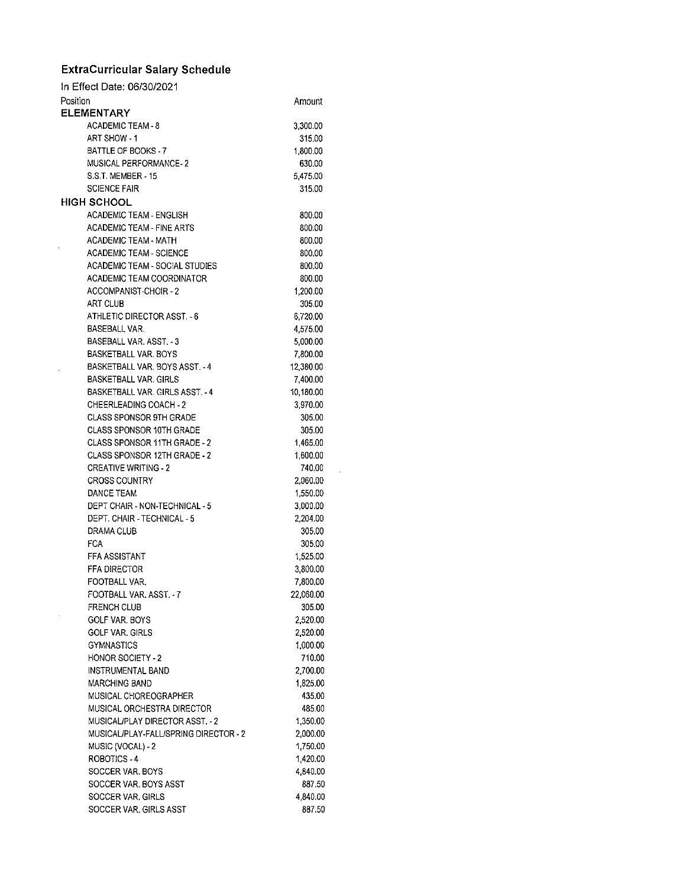## ExtraCurricular Salary Schedule

In Effect Date: 06/30/2021

| Position | Amount |
|---|---|
| **ELEMENTARY** | |
| ACADEMIC TEAM - 8 | 3,300.00 |
| ART SHOW - 1 | 315.00 |
| BATTLE OF BOOKS - 7 | 1,800.00 |
| MUSICAL PERFORMANCE- 2 | 630.00 |
| S.S.T. MEMBER - 15 | 5,475.00 |
| SCIENCE FAIR | 315.00 |
| **HIGH SCHOOL** | |
| ACADEMIC TEAM - ENGLISH | 800.00 |
| ACADEMIC TEAM - FINE ARTS | 800.00 |
| ACADEMIC TEAM - MATH | 800.00 |
| ACADEMIC TEAM - SCIENCE | 800.00 |
| ACADEMIC TEAM - SOCIAL STUDIES | 800.00 |
| ACADEMIC TEAM COORDINATOR | 800.00 |
| ACCOMPANIST-CHOIR - 2 | 1,200.00 |
| ART CLUB | 305.00 |
| ATHLETIC DIRECTOR ASST. - 6 | 6,720.00 |
| BASEBALL VAR. | 4,575.00 |
| BASEBALL VAR. ASST. - 3 | 5,000.00 |
| BASKETBALL VAR. BOYS | 7,800.00 |
| BASKETBALL VAR. BOYS ASST. - 4 | 12,380.00 |
| BASKETBALL VAR. GIRLS | 7,400.00 |
| BASKETBALL VAR. GIRLS ASST. - 4 | 10,180.00 |
| CHEERLEADING COACH - 2 | 3,970.00 |
| CLASS SPONSOR 9TH GRADE | 305.00 |
| CLASS SPONSOR 10TH GRADE | 305.00 |
| CLASS SPONSOR 11TH GRADE - 2 | 1,465.00 |
| CLASS SPONSOR 12TH GRADE - 2 | 1,600.00 |
| CREATIVE WRITING - 2 | 740.00 |
| CROSS COUNTRY | 2,060.00 |
| DANCE TEAM | 1,550.00 |
| DEPT CHAIR - NON-TECHNICAL - 5 | 3,000.00 |
| DEPT. CHAIR - TECHNICAL - 5 | 2,204.00 |
| DRAMA CLUB | 305.00 |
| FCA | 305.00 |
| FFA ASSISTANT | 1,525.00 |
| FFA DIRECTOR | 3,800.00 |
| FOOTBALL VAR. | 7,800.00 |
| FOOTBALL VAR. ASST. - 7 | 22,060.00 |
| FRENCH CLUB | 305.00 |
| GOLF VAR. BOYS | 2,520.00 |
| GOLF VAR. GIRLS | 2,520.00 |
| GYMNASTICS | 1,000.00 |
| HONOR SOCIETY - 2 | 710.00 |
| INSTRUMENTAL BAND | 2,700.00 |
| MARCHING BAND | 1,825.00 |
| MUSICAL CHOREOGRAPHER | 435.00 |
| MUSICAL ORCHESTRA DIRECTOR | 485.00 |
| MUSICAL/PLAY DIRECTOR ASST. - 2 | 1,350.00 |
| MUSICAL/PLAY-FALL/SPRING DIRECTOR - 2 | 2,000.00 |
| MUSIC (VOCAL) - 2 | 1,750.00 |
| ROBOTICS - 4 | 1,420.00 |
| SOCCER VAR. BOYS | 4,840.00 |
| SOCCER VAR. BOYS ASST | 887.50 |
| SOCCER VAR. GIRLS | 4,840.00 |
| SOCCER VAR. GIRLS ASST | 887.50 |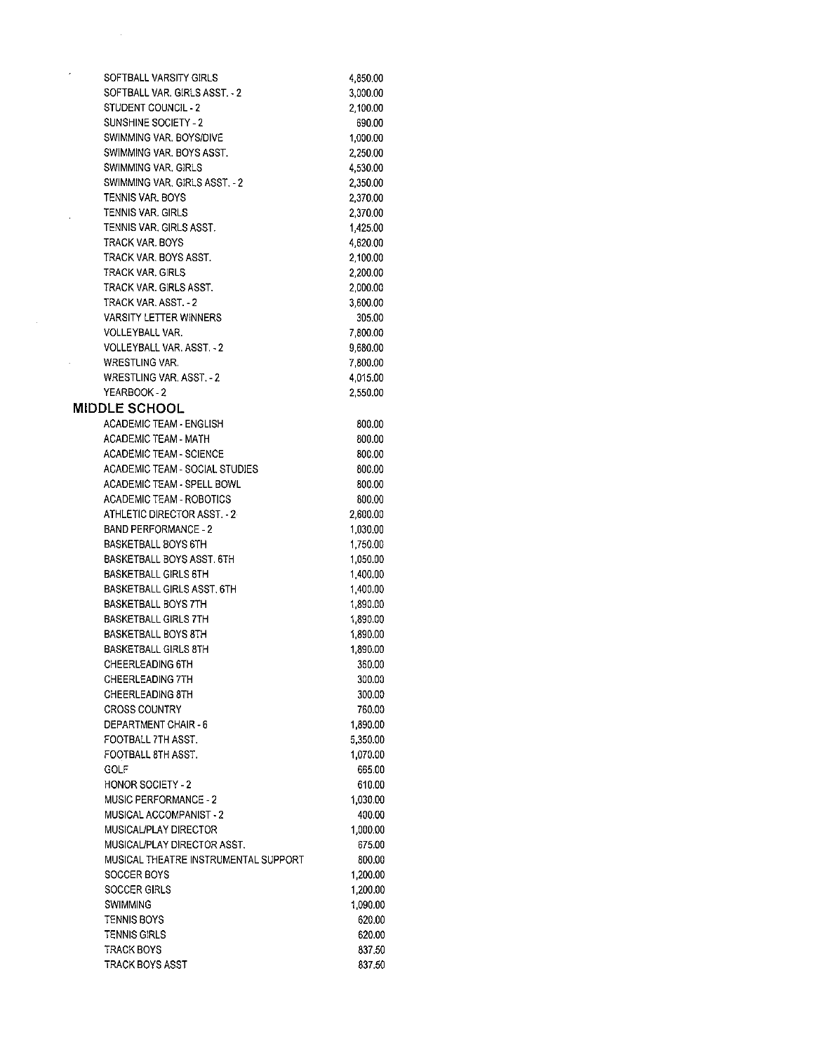| | |
|---|---|
| SOFTBALL VARSITY GIRLS | 4,850.00 |
| SOFTBALL VAR. GIRLS ASST. - 2 | 3,000.00 |
| STUDENT COUNCIL - 2 | 2,100.00 |
| SUNSHINE SOCIETY - 2 | 690.00 |
| SWIMMING VAR. BOYS/DIVE | 1,000.00 |
| SWIMMING VAR. BOYS ASST. | 2,250.00 |
| SWIMMING VAR. GIRLS | 4,530.00 |
| SWIMMING VAR. GIRLS ASST. - 2 | 2,350.00 |
| TENNIS VAR. BOYS | 2,370.00 |
| TENNIS VAR. GIRLS | 2,370.00 |
| TENNIS VAR. GIRLS ASST. | 1,425.00 |
| TRACK VAR. BOYS | 4,620.00 |
| TRACK VAR. BOYS ASST. | 2,100.00 |
| TRACK VAR. GIRLS | 2,200.00 |
| TRACK VAR. GIRLS ASST. | 2,000.00 |
| TRACK VAR. ASST. - 2 | 3,600.00 |
| VARSITY LETTER WINNERS | 305.00 |
| VOLLEYBALL VAR. | 7,800.00 |
| VOLLEYBALL VAR. ASST. - 2 | 9,680.00 |
| WRESTLING VAR. | 7,800.00 |
| WRESTLING VAR. ASST. - 2 | 4,015.00 |
| YEARBOOK - 2 | 2,550.00 |

## MIDDLE SCHOOL

| | |
|---|---|
| ACADEMIC TEAM - ENGLISH | 800.00 |
| ACADEMIC TEAM - MATH | 800.00 |
| ACADEMIC TEAM - SCIENCE | 800.00 |
| ACADEMIC TEAM - SOCIAL STUDIES | 800.00 |
| ACADEMIC TEAM - SPELL BOWL | 800.00 |
| ACADEMIC TEAM - ROBOTICS | 800.00 |
| ATHLETIC DIRECTOR ASST. - 2 | 2,600.00 |
| BAND PERFORMANCE - 2 | 1,030.00 |
| BASKETBALL BOYS 6TH | 1,750.00 |
| BASKETBALL BOYS ASST. 6TH | 1,050.00 |
| BASKETBALL GIRLS 6TH | 1,400.00 |
| BASKETBALL GIRLS ASST. 6TH | 1,400.00 |
| BASKETBALL BOYS 7TH | 1,890.00 |
| BASKETBALL GIRLS 7TH | 1,890.00 |
| BASKETBALL BOYS 8TH | 1,890.00 |
| BASKETBALL GIRLS 8TH | 1,890.00 |
| CHEERLEADING 6TH | 360.00 |
| CHEERLEADING 7TH | 300.00 |
| CHEERLEADING 8TH | 300.00 |
| CROSS COUNTRY | 760.00 |
| DEPARTMENT CHAIR - 6 | 1,890.00 |
| FOOTBALL 7TH ASST. | 5,350.00 |
| FOOTBALL 8TH ASST. | 1,070.00 |
| GOLF | 665.00 |
| HONOR SOCIETY - 2 | 610.00 |
| MUSIC PERFORMANCE - 2 | 1,030.00 |
| MUSICAL ACCOMPANIST - 2 | 400.00 |
| MUSICAL/PLAY DIRECTOR | 1,000.00 |
| MUSICAL/PLAY DIRECTOR ASST. | 675.00 |
| MUSICAL THEATRE INSTRUMENTAL SUPPORT | 800.00 |
| SOCCER BOYS | 1,200.00 |
| SOCCER GIRLS | 1,200.00 |
| SWIMMING | 1,090.00 |
| TENNIS BOYS | 620.00 |
| TENNIS GIRLS | 620.00 |
| TRACK BOYS | 837.50 |
| TRACK BOYS ASST | 837.50 |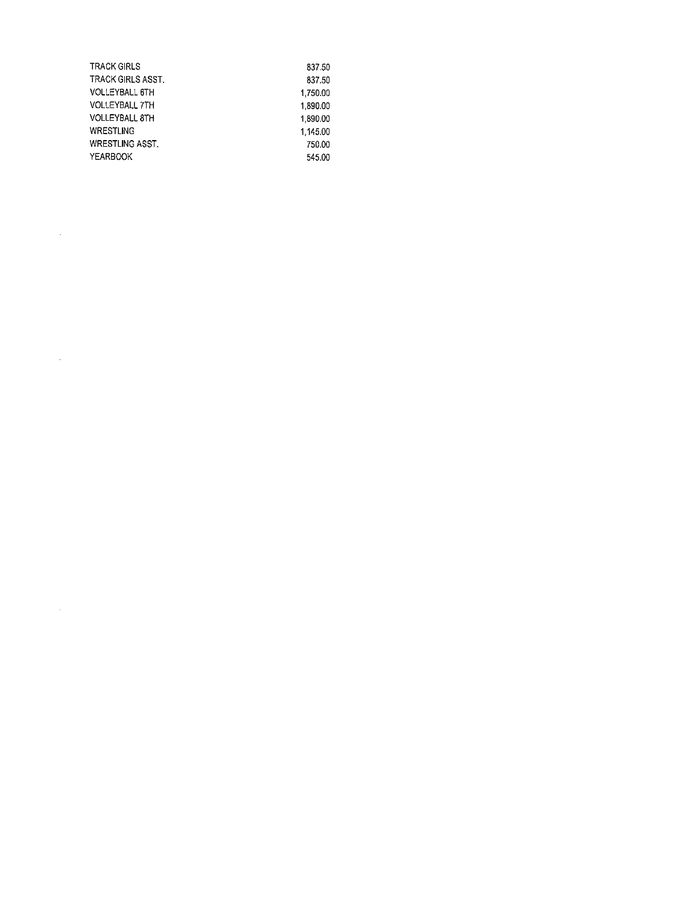| | |
|---|---|
| TRACK GIRLS | 837.50 |
| TRACK GIRLS ASST. | 837.50 |
| VOLLEYBALL 6TH | 1,750.00 |
| VOLLEYBALL 7TH | 1,890.00 |
| VOLLEYBALL 8TH | 1,890.00 |
| WRESTLING | 1,145.00 |
| WRESTLING ASST. | 750.00 |
| YEARBOOK | 545.00 |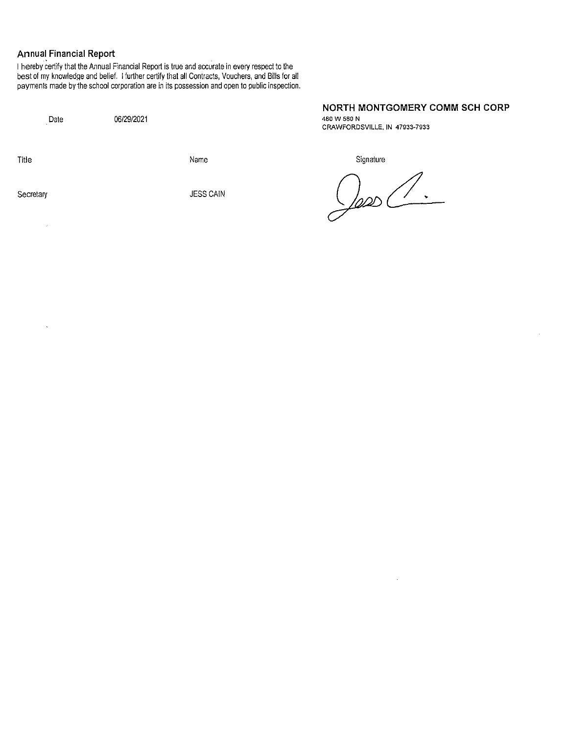## Annual Financial Report

I hereby certify that the Annual Financial Report is true and accurate in every respect to the best of my knowledge and belief. I further certify that all Contracts, Vouchers, and Bills for all payments made by the school corporation are in its possession and open to public inspection.

Date 06/29/2021

**NORTH MONTGOMERY COMM SCH CORP**
480 W 580 N
CRAWFORDSVILLE, IN 47933-7933

| Title | Name | Signature |
|---|---|---|
| Secretary | JESS CAIN | Jess C. |